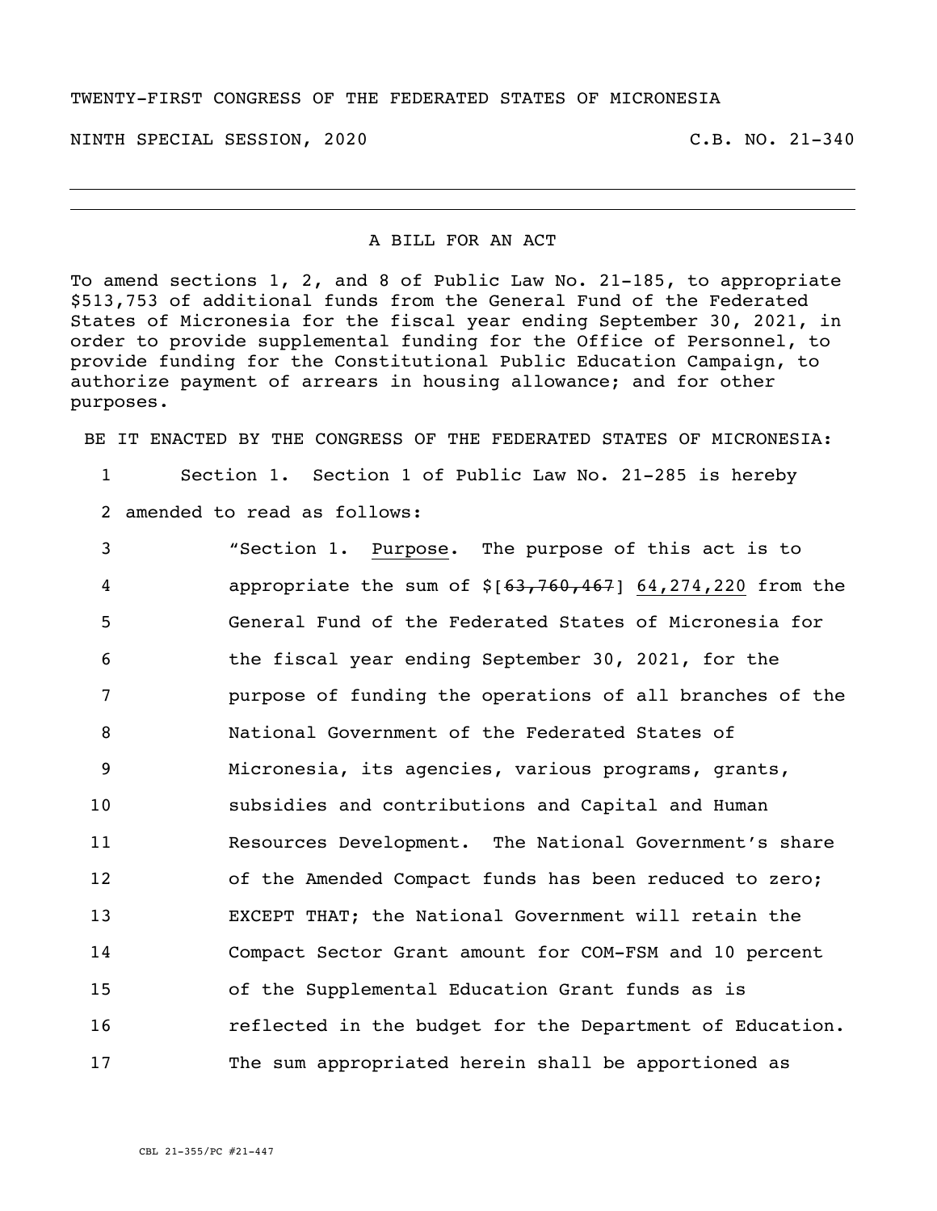TWENTY-FIRST CONGRESS OF THE FEDERATED STATES OF MICRONESIA

NINTH SPECIAL SESSION, 2020 C.B. NO. 21-340

---

A BILL FOR AN ACT

To amend sections 1, 2, and 8 of Public Law No. 21-185, to appropriate $513,753 of additional funds from the General Fund of the Federated States of Micronesia for the fiscal year ending September 30, 2021, in order to provide supplemental funding for the Office of Personnel, to provide funding for the Constitutional Public Education Campaign, to authorize payment of arrears in housing allowance; and for other purposes.

BE IT ENACTED BY THE CONGRESS OF THE FEDERATED STATES OF MICRONESIA:

1 Section 1. Section 1 of Public Law No. 21-285 is hereby
2 amended to read as follows:
3 "Section 1. Purpose. The purpose of this act is to
4 appropriate the sum of $[~~63,760,467~~] 64,274,220 from the
5 General Fund of the Federated States of Micronesia for
6 the fiscal year ending September 30, 2021, for the
7 purpose of funding the operations of all branches of the
8 National Government of the Federated States of
9 Micronesia, its agencies, various programs, grants,
10 subsidies and contributions and Capital and Human
11 Resources Development. The National Government's share
12 of the Amended Compact funds has been reduced to zero;
13 EXCEPT THAT; the National Government will retain the
14 Compact Sector Grant amount for COM-FSM and 10 percent
15 of the Supplemental Education Grant funds as is
16 reflected in the budget for the Department of Education.
17 The sum appropriated herein shall be apportioned as

CBL 21-355/PC #21-447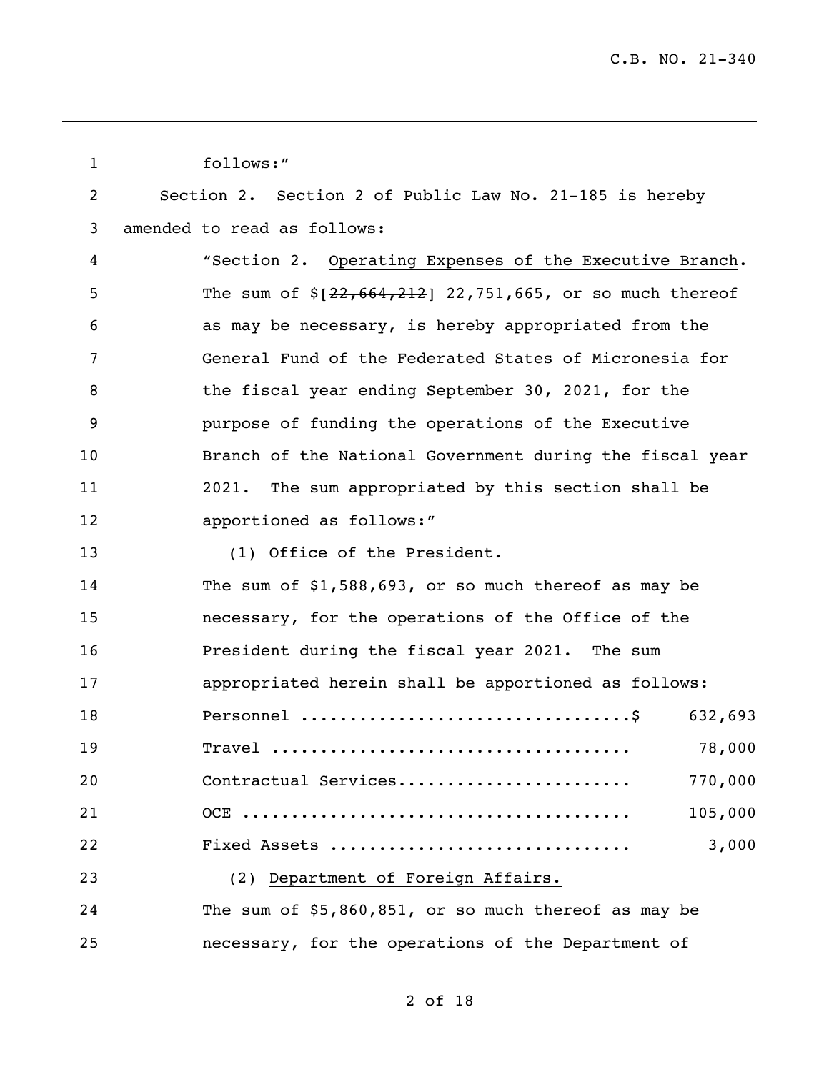follows:"

Section 2. Section 2 of Public Law No. 21-185 is hereby amended to read as follows:

"Section 2. Operating Expenses of the Executive Branch. The sum of $[~~22,664,212~~] 22,751,665, or so much thereof as may be necessary, is hereby appropriated from the General Fund of the Federated States of Micronesia for the fiscal year ending September 30, 2021, for the purpose of funding the operations of the Executive Branch of the National Government during the fiscal year 2021. The sum appropriated by this section shall be apportioned as follows:"

(1) Office of the President.

The sum of $1,588,693, or so much thereof as may be necessary, for the operations of the Office of the President during the fiscal year 2021. The sum appropriated herein shall be apportioned as follows:

| | |
|---|---|
| Personnel ..................................$ | 632,693 |
| Travel ..................................... | 78,000 |
| Contractual Services........................ | 770,000 |
| OCE ........................................ | 105,000 |
| Fixed Assets ............................... | 3,000 |

(2) Department of Foreign Affairs.

The sum of $5,860,851, or so much thereof as may be necessary, for the operations of the Department of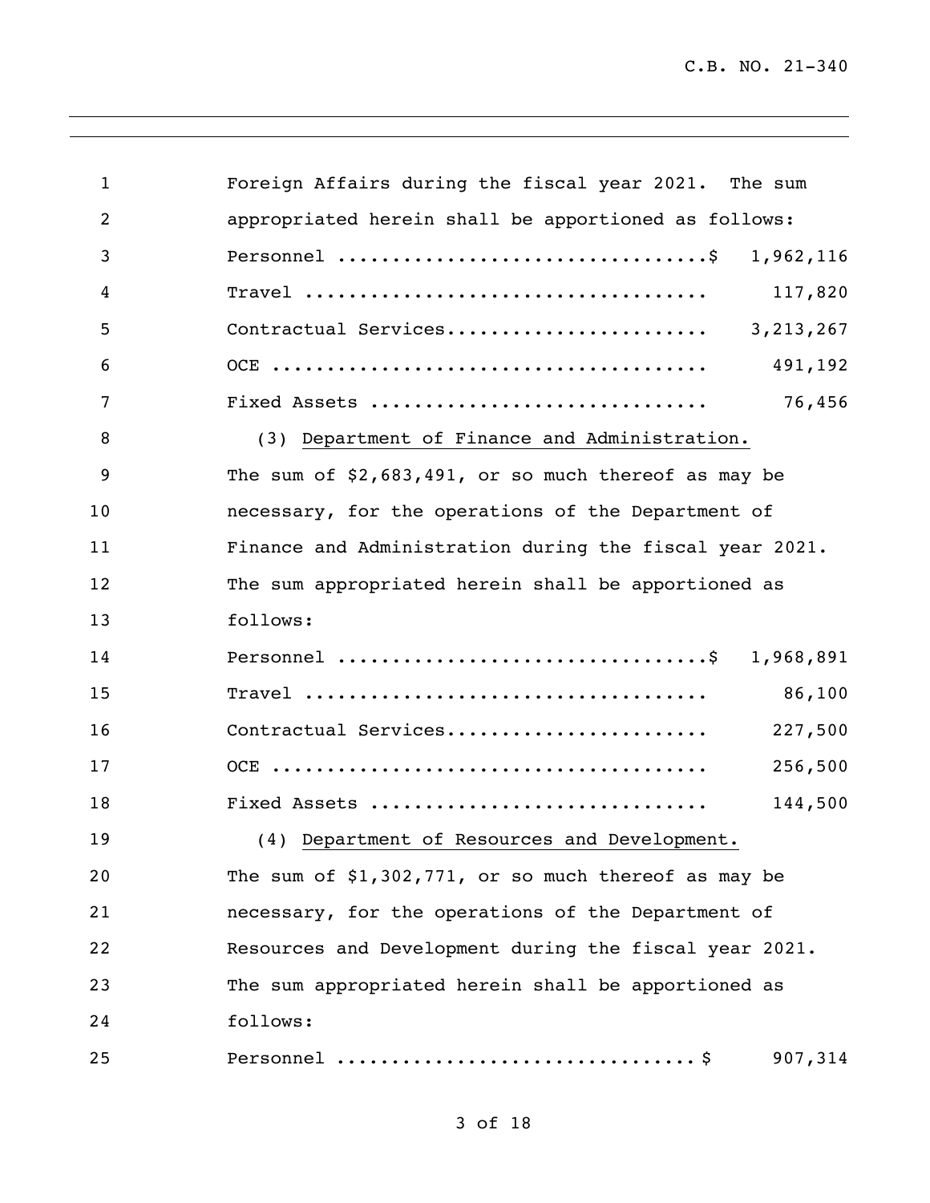Foreign Affairs during the fiscal year 2021. The sum appropriated herein shall be apportioned as follows:

| | |
|---|---|
| Personnel .................................$ | 1,962,116 |
| Travel .................................... | 117,820 |
| Contractual Services....................... | 3,213,267 |
| OCE ....................................... | 491,192 |
| Fixed Assets .............................. | 76,456 |

(3) Department of Finance and Administration. The sum of $2,683,491, or so much thereof as may be necessary, for the operations of the Department of Finance and Administration during the fiscal year 2021. The sum appropriated herein shall be apportioned as follows:

| | |
|---|---|
| Personnel .................................$ | 1,968,891 |
| Travel .................................... | 86,100 |
| Contractual Services....................... | 227,500 |
| OCE ....................................... | 256,500 |
| Fixed Assets .............................. | 144,500 |

(4) Department of Resources and Development. The sum of $1,302,771, or so much thereof as may be necessary, for the operations of the Department of Resources and Development during the fiscal year 2021. The sum appropriated herein shall be apportioned as follows:

| | |
|---|---|
| Personnel ................................$ | 907,314 |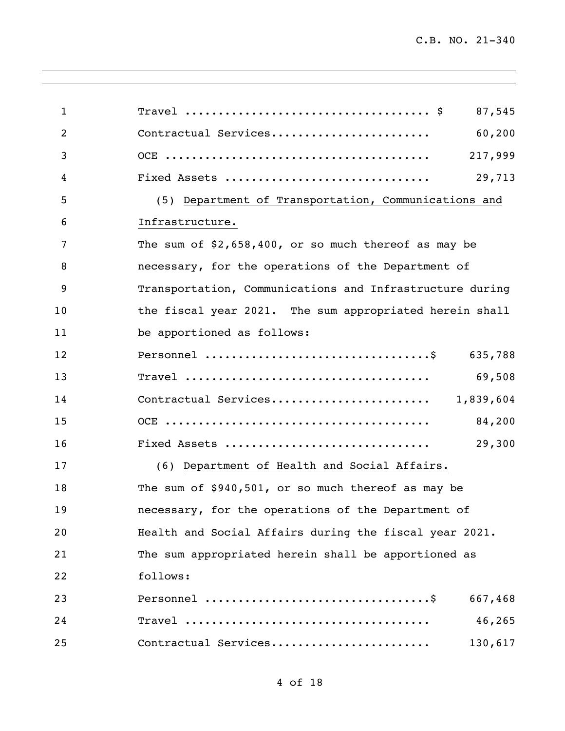| | |
|---|---:|
| Travel .................................... $ | 87,545 |
| Contractual Services...................... | 60,200 |
| OCE ....................................... | 217,999 |
| Fixed Assets .............................. | 29,713 |

(5) Department of Transportation, Communications and Infrastructure.

The sum of $2,658,400, or so much thereof as may be necessary, for the operations of the Department of Transportation, Communications and Infrastructure during the fiscal year 2021. The sum appropriated herein shall be apportioned as follows:

| | |
|---|---:|
| Personnel .................................$ | 635,788 |
| Travel .................................... | 69,508 |
| Contractual Services...................... | 1,839,604 |
| OCE ....................................... | 84,200 |
| Fixed Assets .............................. | 29,300 |

(6) Department of Health and Social Affairs.

The sum of $940,501, or so much thereof as may be necessary, for the operations of the Department of Health and Social Affairs during the fiscal year 2021. The sum appropriated herein shall be apportioned as follows:

| | |
|---|---:|
| Personnel .................................$ | 667,468 |
| Travel .................................... | 46,265 |
| Contractual Services...................... | 130,617 |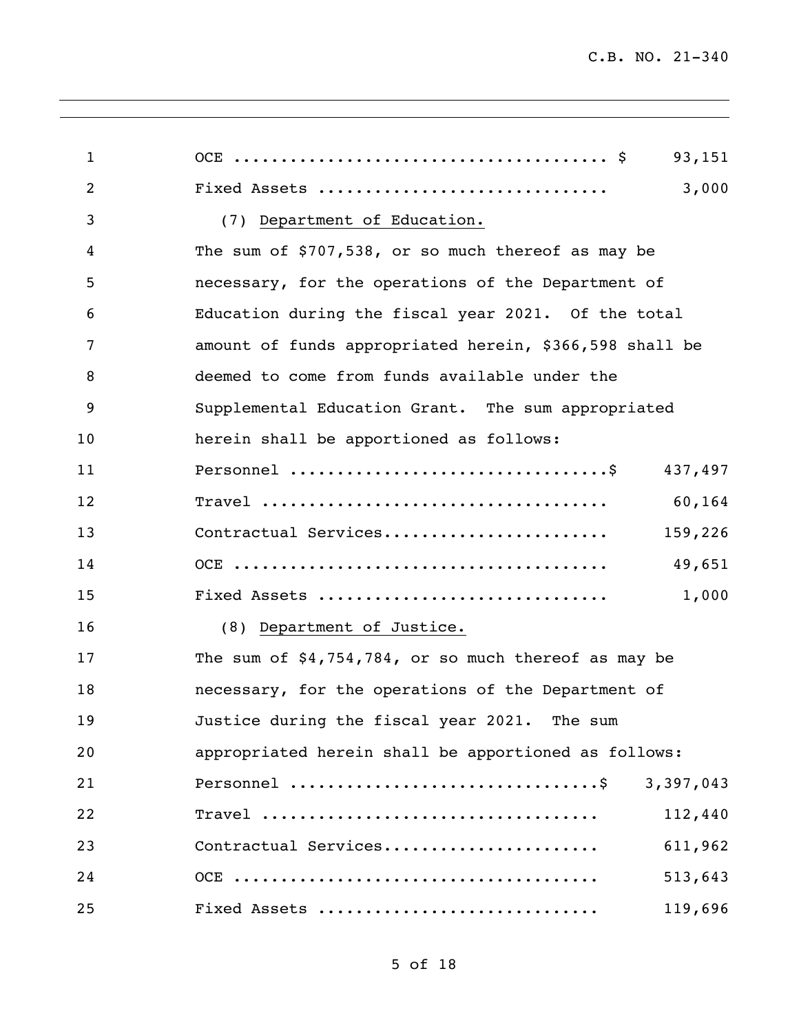| | |
|---|---|
| OCE | $ 93,151 |
| Fixed Assets | 3,000 |

(7) Department of Education.

The sum of $707,538, or so much thereof as may be necessary, for the operations of the Department of Education during the fiscal year 2021. Of the total amount of funds appropriated herein, $366,598 shall be deemed to come from funds available under the Supplemental Education Grant. The sum appropriated herein shall be apportioned as follows:

| | |
|---|---|
| Personnel | $ 437,497 |
| Travel | 60,164 |
| Contractual Services | 159,226 |
| OCE | 49,651 |
| Fixed Assets | 1,000 |

(8) Department of Justice.

The sum of $4,754,784, or so much thereof as may be necessary, for the operations of the Department of Justice during the fiscal year 2021. The sum appropriated herein shall be apportioned as follows:

| | |
|---|---|
| Personnel | $ 3,397,043 |
| Travel | 112,440 |
| Contractual Services | 611,962 |
| OCE | 513,643 |
| Fixed Assets | 119,696 |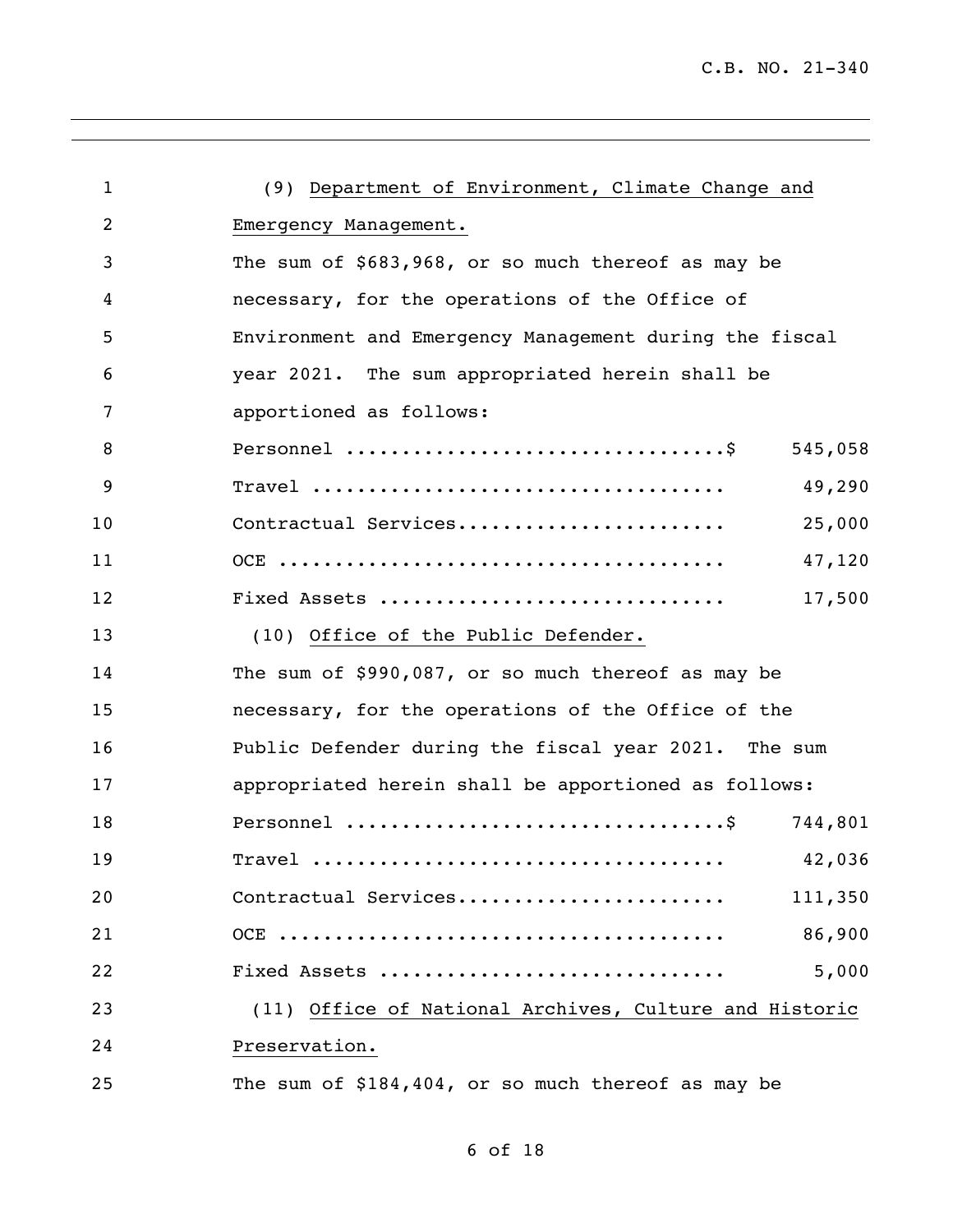(9) Department of Environment, Climate Change and Emergency Management.

The sum of $683,968, or so much thereof as may be necessary, for the operations of the Office of Environment and Emergency Management during the fiscal year 2021. The sum appropriated herein shall be apportioned as follows:

| | |
|---|---|
| Personnel | $ 545,058 |
| Travel | 49,290 |
| Contractual Services | 25,000 |
| OCE | 47,120 |
| Fixed Assets | 17,500 |

(10) Office of the Public Defender.

The sum of $990,087, or so much thereof as may be necessary, for the operations of the Office of the Public Defender during the fiscal year 2021. The sum appropriated herein shall be apportioned as follows:

| | |
|---|---|
| Personnel | $ 744,801 |
| Travel | 42,036 |
| Contractual Services | 111,350 |
| OCE | 86,900 |
| Fixed Assets | 5,000 |

(11) Office of National Archives, Culture and Historic Preservation.

The sum of $184,404, or so much thereof as may be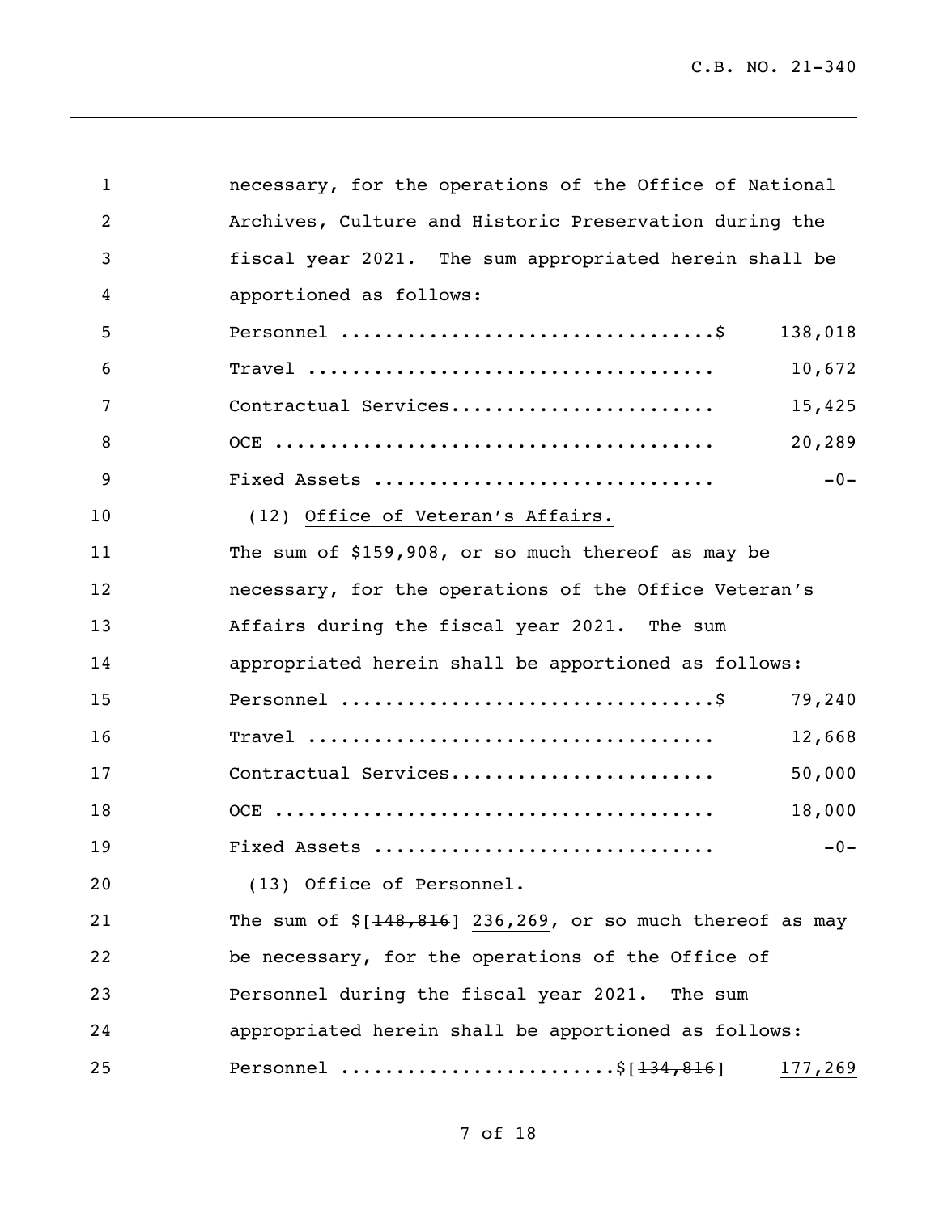necessary, for the operations of the Office of National Archives, Culture and Historic Preservation during the fiscal year 2021. The sum appropriated herein shall be apportioned as follows:

| | |
|---|---|
| Personnel ..................................$ | 138,018 |
| Travel .................................... | 10,672 |
| Contractual Services....................... | 15,425 |
| OCE ....................................... | 20,289 |
| Fixed Assets .............................. | -0- |

(12) Office of Veteran's Affairs.

The sum of $159,908, or so much thereof as may be necessary, for the operations of the Office Veteran's Affairs during the fiscal year 2021. The sum appropriated herein shall be apportioned as follows:

| | |
|---|---|
| Personnel ..................................$ | 79,240 |
| Travel .................................... | 12,668 |
| Contractual Services....................... | 50,000 |
| OCE ....................................... | 18,000 |
| Fixed Assets .............................. | -0- |

(13) Office of Personnel.

The sum of $[~~148,816~~] 236,269, or so much thereof as may be necessary, for the operations of the Office of Personnel during the fiscal year 2021. The sum appropriated herein shall be apportioned as follows:

| | |
|---|---|
| Personnel ........................$[~~134,816~~] | 177,269 |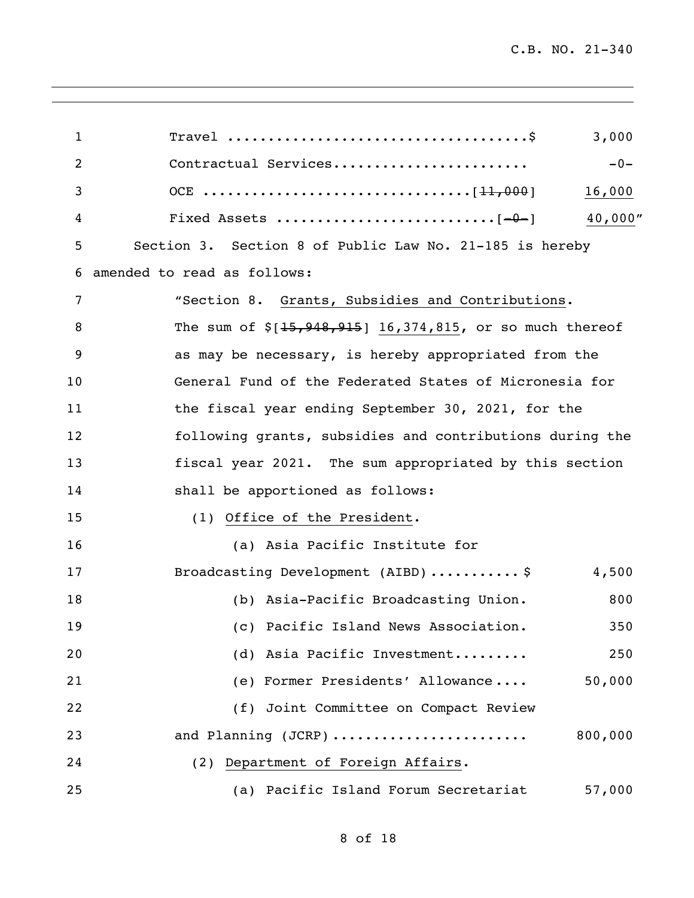Travel ....................................$ 3,000

Contractual Services....................... -0-

OCE ................................[~~11,000~~] 16,000

Fixed Assets ..........................[~~-0-~~] 40,000"

Section 3. Section 8 of Public Law No. 21-185 is hereby amended to read as follows:

"Section 8. Grants, Subsidies and Contributions. The sum of $[~~15,948,915~~] 16,374,815, or so much thereof as may be necessary, is hereby appropriated from the General Fund of the Federated States of Micronesia for the fiscal year ending September 30, 2021, for the following grants, subsidies and contributions during the fiscal year 2021. The sum appropriated by this section shall be apportioned as follows:

(1) Office of the President.

(a) Asia Pacific Institute for Broadcasting Development (AIBD) ...........$ 4,500

(b) Asia-Pacific Broadcasting Union. 800

(c) Pacific Island News Association. 350

(d) Asia Pacific Investment......... 250

(e) Former Presidents' Allowance.... 50,000

(f) Joint Committee on Compact Review and Planning (JCRP)....................... 800,000

(2) Department of Foreign Affairs.

(a) Pacific Island Forum Secretariat 57,000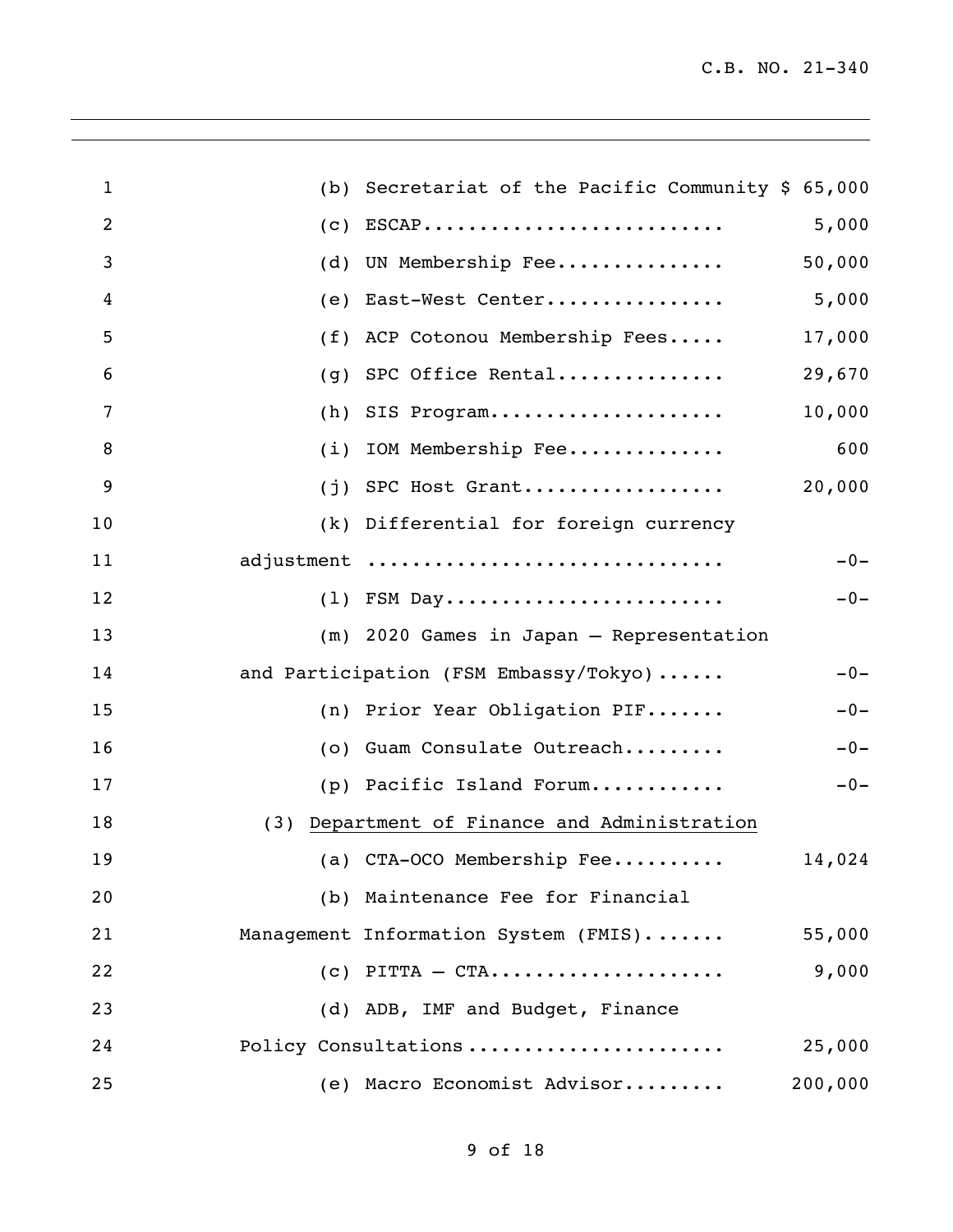(b) Secretariat of the Pacific Community $ 65,000

(c) ESCAP.......................... 5,000

(d) UN Membership Fee............... 50,000

(e) East-West Center................ 5,000

(f) ACP Cotonou Membership Fees..... 17,000

(g) SPC Office Rental............... 29,670

(h) SIS Program..................... 10,000

(i) IOM Membership Fee.............. 600

(j) SPC Host Grant.................. 20,000

(k) Differential for foreign currency adjustment ............................... -0-

(l) FSM Day......................... -0-

(m) 2020 Games in Japan – Representation and Participation (FSM Embassy/Tokyo)...... -0-

(n) Prior Year Obligation PIF....... -0-

(o) Guam Consulate Outreach......... -0-

(p) Pacific Island Forum............ -0-

(3) Department of Finance and Administration

(a) CTA-OCO Membership Fee.......... 14,024

(b) Maintenance Fee for Financial Management Information System (FMIS)....... 55,000

(c) PITTA – CTA..................... 9,000

(d) ADB, IMF and Budget, Finance Policy Consultations...................... 25,000

(e) Macro Economist Advisor......... 200,000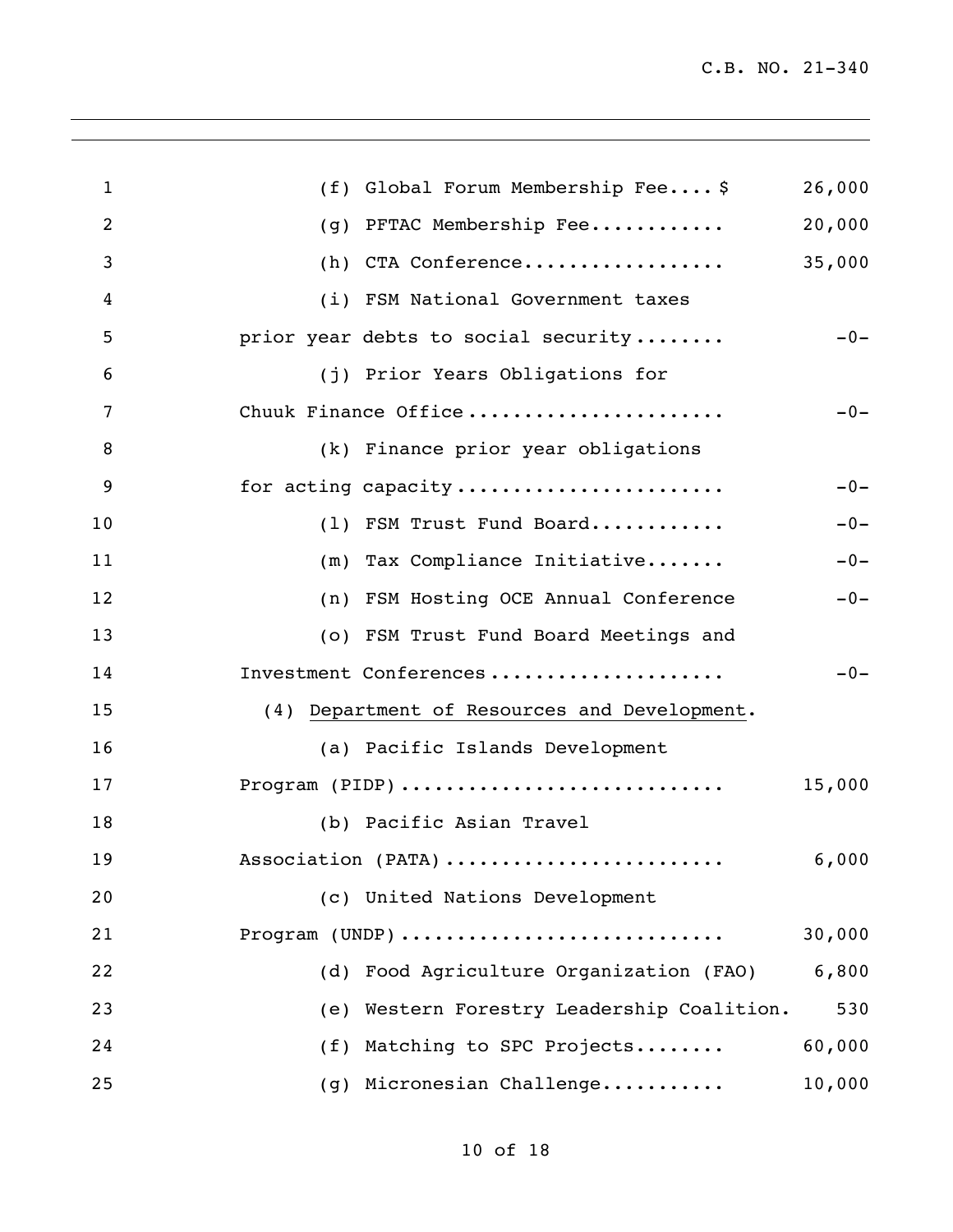(f) Global Forum Membership Fee.... $ 26,000

(g) PFTAC Membership Fee............ 20,000

(h) CTA Conference.................. 35,000

(i) FSM National Government taxes prior year debts to social security........ -0-

(j) Prior Years Obligations for Chuuk Finance Office....................... -0-

(k) Finance prior year obligations for acting capacity........................ -0-

(l) FSM Trust Fund Board............ -0-

(m) Tax Compliance Initiative....... -0-

(n) FSM Hosting OCE Annual Conference -0-

(o) FSM Trust Fund Board Meetings and Investment Conferences.................... -0-

(4) Department of Resources and Development.

(a) Pacific Islands Development Program (PIDP)............................ 15,000

(b) Pacific Asian Travel Association (PATA)......................... 6,000

(c) United Nations Development Program (UNDP)............................ 30,000

(d) Food Agriculture Organization (FAO) 6,800

(e) Western Forestry Leadership Coalition. 530

(f) Matching to SPC Projects........ 60,000

(g) Micronesian Challenge........... 10,000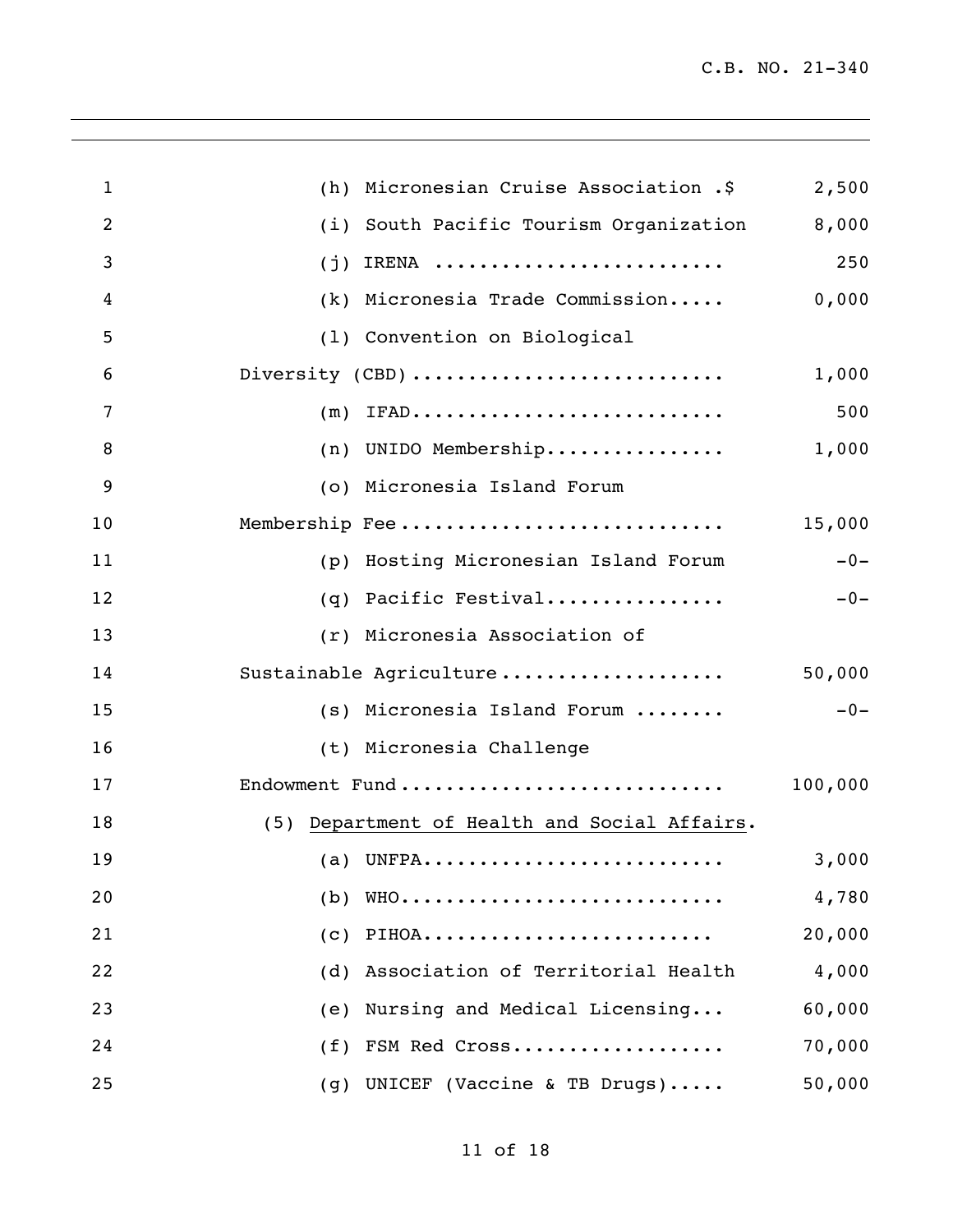(h) Micronesian Cruise Association .$ 2,500

(i) South Pacific Tourism Organization 8,000

(j) IRENA ......................... 250

(k) Micronesia Trade Commission..... 0,000

(l) Convention on Biological Diversity (CBD) ........................... 1,000

(m) IFAD........................... 500

(n) UNIDO Membership................ 1,000

(o) Micronesia Island Forum Membership Fee ............................ 15,000

(p) Hosting Micronesian Island Forum -0-

(q) Pacific Festival................ -0-

(r) Micronesia Association of Sustainable Agriculture ................... 50,000

(s) Micronesia Island Forum ........ -0-

(t) Micronesia Challenge Endowment Fund ............................ 100,000

(5) Department of Health and Social Affairs.

(a) UNFPA.......................... 3,000

(b) WHO............................ 4,780

(c) PIHOA......................... 20,000

(d) Association of Territorial Health 4,000

(e) Nursing and Medical Licensing... 60,000

(f) FSM Red Cross.................. 70,000

(g) UNICEF (Vaccine & TB Drugs)..... 50,000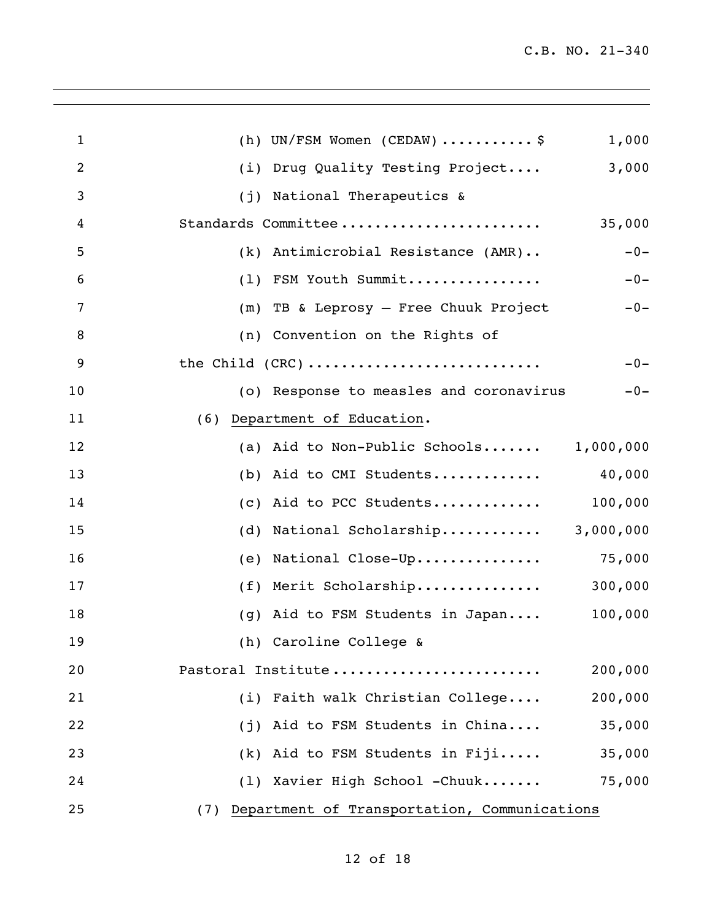(h) UN/FSM Women (CEDAW)...........$ 1,000

(i) Drug Quality Testing Project.... 3,000

(j) National Therapeutics & Standards Committee....................... 35,000

(k) Antimicrobial Resistance (AMR).. -0-

(l) FSM Youth Summit................ -0-

(m) TB & Leprosy – Free Chuuk Project -0-

(n) Convention on the Rights of the Child (CRC)........................... -0-

(o) Response to measles and coronavirus -0-

(6) Department of Education.

(a) Aid to Non-Public Schools....... 1,000,000

(b) Aid to CMI Students............. 40,000

(c) Aid to PCC Students............. 100,000

(d) National Scholarship............ 3,000,000

(e) National Close-Up............... 75,000

(f) Merit Scholarship............... 300,000

(g) Aid to FSM Students in Japan.... 100,000

(h) Caroline College & Pastoral Institute........................ 200,000

(i) Faith walk Christian College.... 200,000

(j) Aid to FSM Students in China.... 35,000

(k) Aid to FSM Students in Fiji..... 35,000

(l) Xavier High School -Chuuk....... 75,000

(7) Department of Transportation, Communications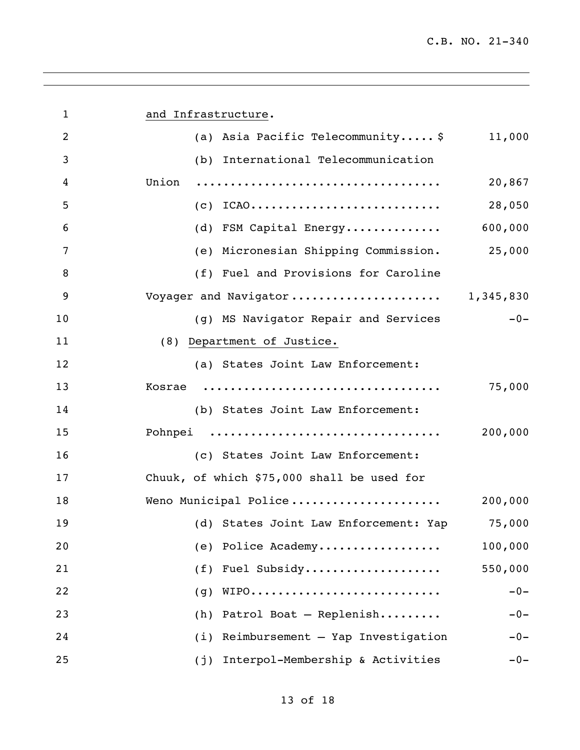<u>and Infrastructure</u>.

| | |
|---|---|
| (a) Asia Pacific Telecommunity.....$ | 11,000 |
| (b) International Telecommunication Union .................................... | 20,867 |
| (c) ICAO............................ | 28,050 |
| (d) FSM Capital Energy.............. | 600,000 |
| (e) Micronesian Shipping Commission. | 25,000 |
| (f) Fuel and Provisions for Caroline Voyager and Navigator...................... | 1,345,830 |
| (g) MS Navigator Repair and Services | -0- |

(8) <u>Department of Justice.</u>

| | |
|---|---|
| (a) States Joint Law Enforcement: Kosrae .................................. | 75,000 |
| (b) States Joint Law Enforcement: Pohnpei ................................. | 200,000 |
| (c) States Joint Law Enforcement: Chuuk, of which $75,000 shall be used for Weno Municipal Police..................... | 200,000 |
| (d) States Joint Law Enforcement: Yap | 75,000 |
| (e) Police Academy.................. | 100,000 |
| (f) Fuel Subsidy.................... | 550,000 |
| (g) WIPO............................ | -0- |
| (h) Patrol Boat – Replenish......... | -0- |
| (i) Reimbursement – Yap Investigation | -0- |
| (j) Interpol-Membership & Activities | -0- |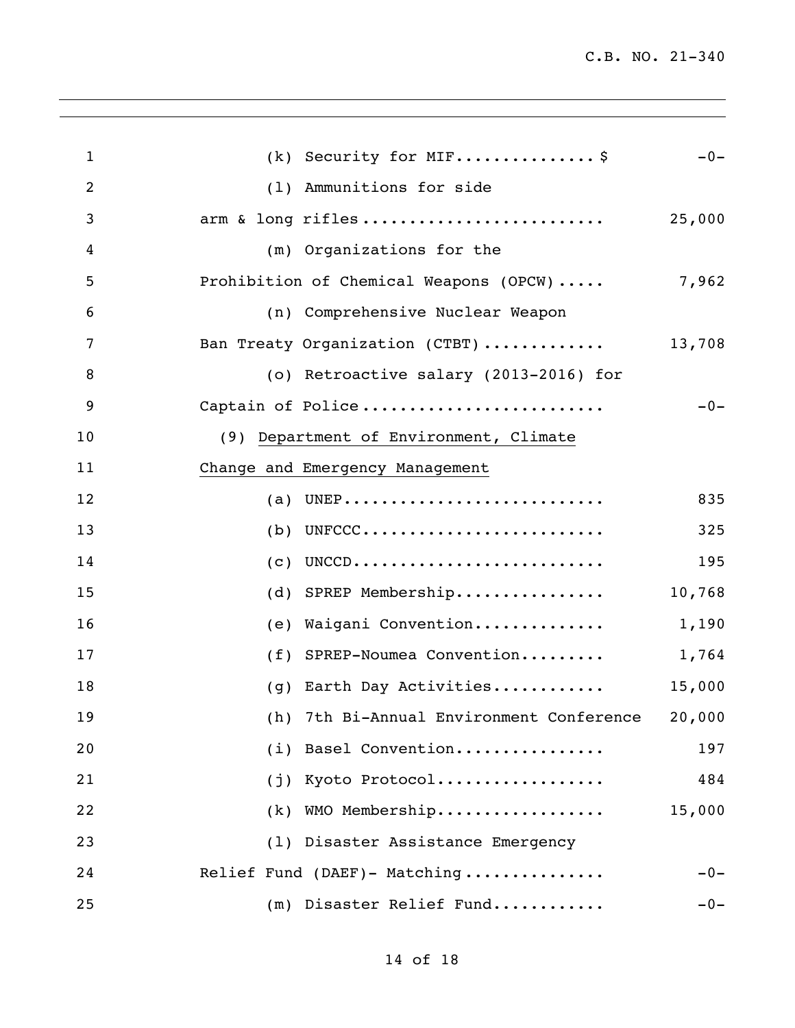(k) Security for MIF..............$ -0-

(l) Ammunitions for side arm & long rifles......................... 25,000

(m) Organizations for the Prohibition of Chemical Weapons (OPCW)..... 7,962

(n) Comprehensive Nuclear Weapon Ban Treaty Organization (CTBT)............ 13,708

(o) Retroactive salary (2013-2016) for Captain of Police......................... -0-

(9) Department of Environment, Climate Change and Emergency Management

(a) UNEP........................... 835

(b) UNFCCC.......................... 325

(c) UNCCD........................... 195

(d) SPREP Membership................ 10,768

(e) Waigani Convention.............. 1,190

(f) SPREP-Noumea Convention......... 1,764

(g) Earth Day Activities............ 15,000

(h) 7th Bi-Annual Environment Conference 20,000

(i) Basel Convention................ 197

(j) Kyoto Protocol.................. 484

(k) WMO Membership.................. 15,000

(l) Disaster Assistance Emergency Relief Fund (DAEF)- Matching............... -0-

(m) Disaster Relief Fund............ -0-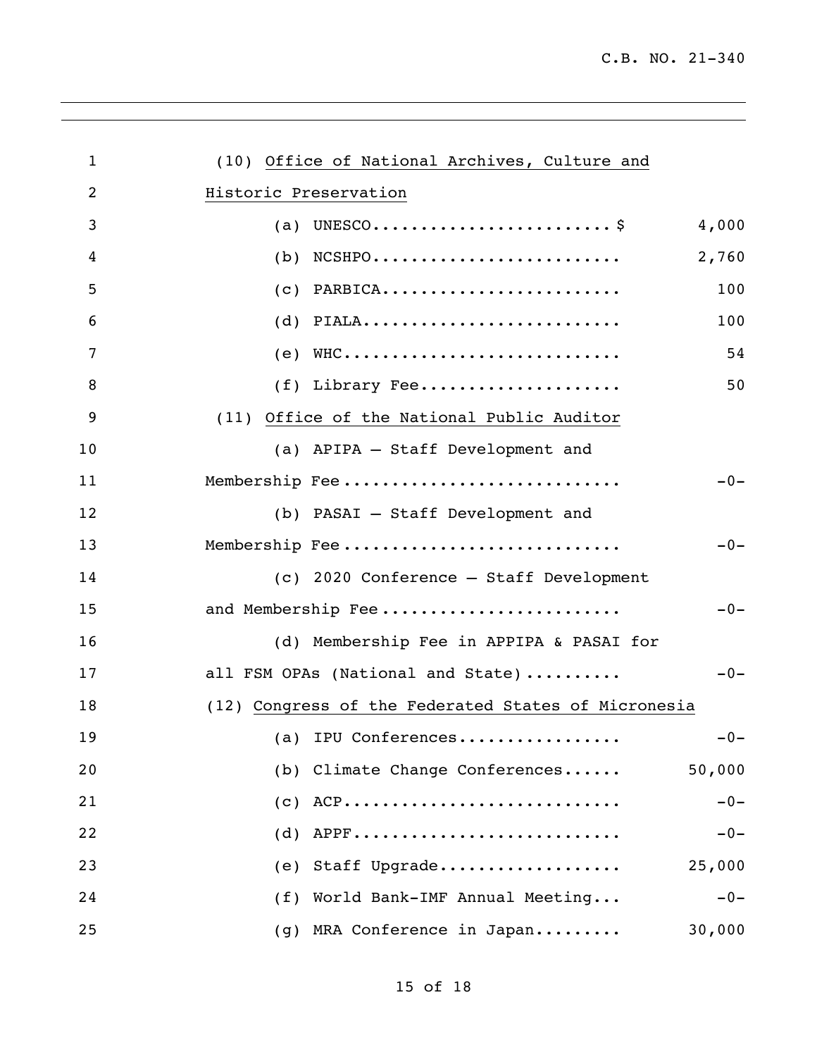(10) Office of National Archives, Culture and Historic Preservation

(a) UNESCO........................$ 4,000

(b) NCSHPO........................ 2,760

(c) PARBICA........................ 100

(d) PIALA........................ 100

(e) WHC........................ 54

(f) Library Fee.................... 50

(11) Office of the National Public Auditor

(a) APIPA – Staff Development and Membership Fee........................ -0-

(b) PASAI – Staff Development and Membership Fee........................ -0-

(c) 2020 Conference – Staff Development and Membership Fee........................ -0-

(d) Membership Fee in APPIPA & PASAI for all FSM OPAs (National and State).......... -0-

(12) Congress of the Federated States of Micronesia

(a) IPU Conferences................. -0-

(b) Climate Change Conferences...... 50,000

(c) ACP........................ -0-

(d) APPF........................ -0-

(e) Staff Upgrade.................. 25,000

(f) World Bank-IMF Annual Meeting... -0-

(g) MRA Conference in Japan......... 30,000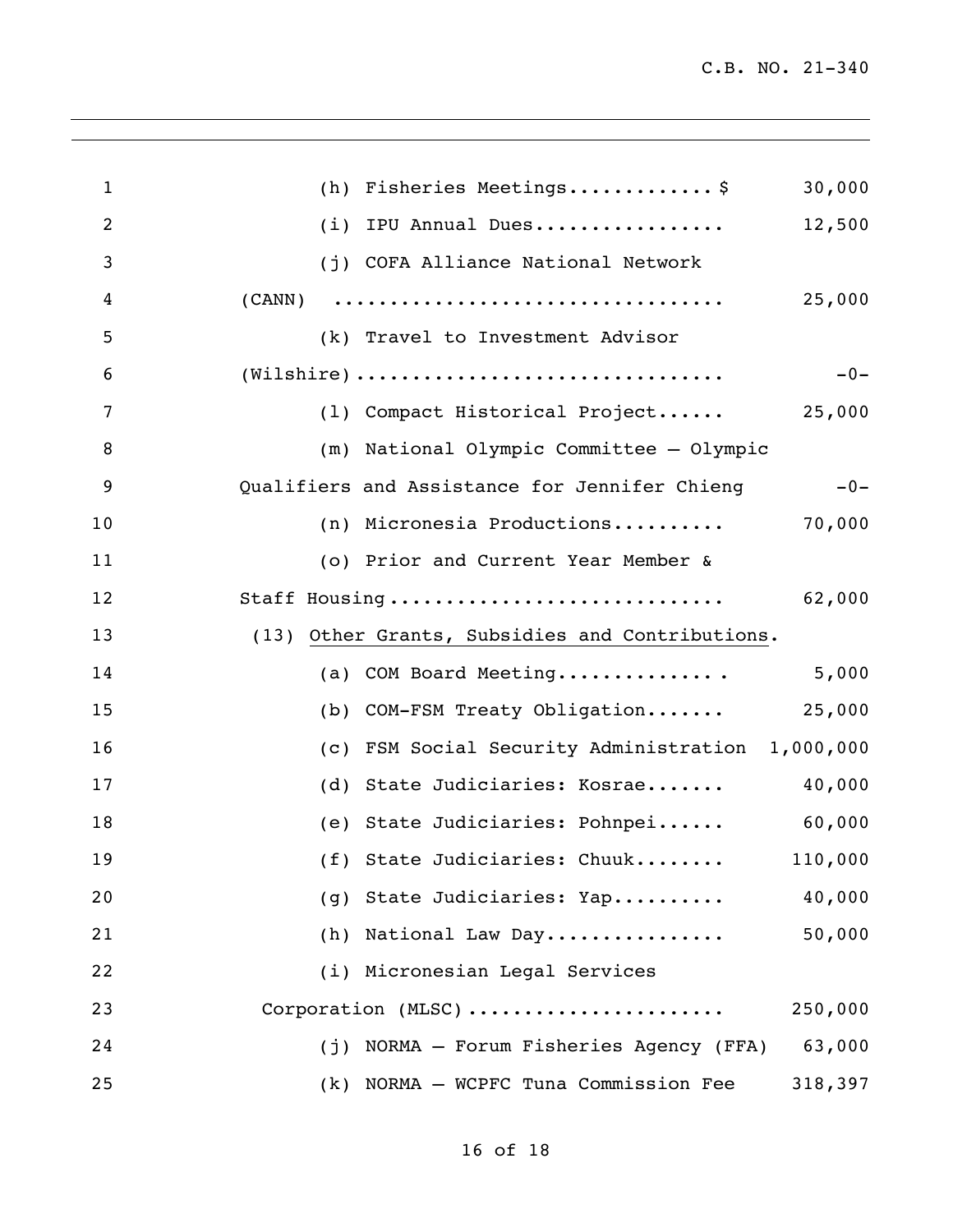(h) Fisheries Meetings.............$ 30,000

(i) IPU Annual Dues................. 12,500

(j) COFA Alliance National Network (CANN) .................................. 25,000

(k) Travel to Investment Advisor (Wilshire)................................ -0-

(l) Compact Historical Project...... 25,000

(m) National Olympic Committee – Olympic Qualifiers and Assistance for Jennifer Chieng -0-

(n) Micronesia Productions.......... 70,000

(o) Prior and Current Year Member & Staff Housing............................. 62,000

(13) <u>Other Grants, Subsidies and Contributions</u>.

(a) COM Board Meeting.............. 5,000

(b) COM-FSM Treaty Obligation....... 25,000

(c) FSM Social Security Administration 1,000,000

(d) State Judiciaries: Kosrae....... 40,000

(e) State Judiciaries: Pohnpei...... 60,000

(f) State Judiciaries: Chuuk........ 110,000

(g) State Judiciaries: Yap.......... 40,000

(h) National Law Day................ 50,000

(i) Micronesian Legal Services Corporation (MLSC)...................... 250,000

(j) NORMA – Forum Fisheries Agency (FFA) 63,000

(k) NORMA – WCPFC Tuna Commission Fee 318,397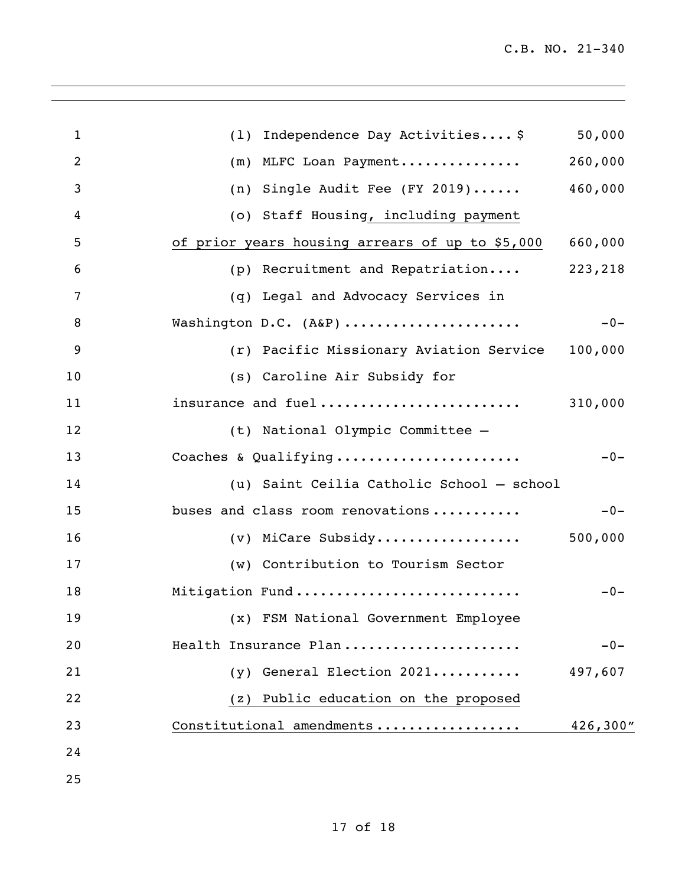(l) Independence Day Activities.... $ 50,000

(m) MLFC Loan Payment............... 260,000

(n) Single Audit Fee (FY 2019)...... 460,000

(o) Staff Housing, including payment of prior years housing arrears of up to $5,000 660,000

(p) Recruitment and Repatriation.... 223,218

(q) Legal and Advocacy Services in Washington D.C. (A&P)..................... -0-

(r) Pacific Missionary Aviation Service 100,000

(s) Caroline Air Subsidy for insurance and fuel........................ 310,000

(t) National Olympic Committee – Coaches & Qualifying...................... -0-

(u) Saint Ceilia Catholic School – school buses and class room renovations........... -0-

(v) MiCare Subsidy.................. 500,000

(w) Contribution to Tourism Sector Mitigation Fund........................... -0-

(x) FSM National Government Employee Health Insurance Plan..................... -0-

(y) General Election 2021........... 497,607

(z) Public education on the proposed Constitutional amendments................. 426,300"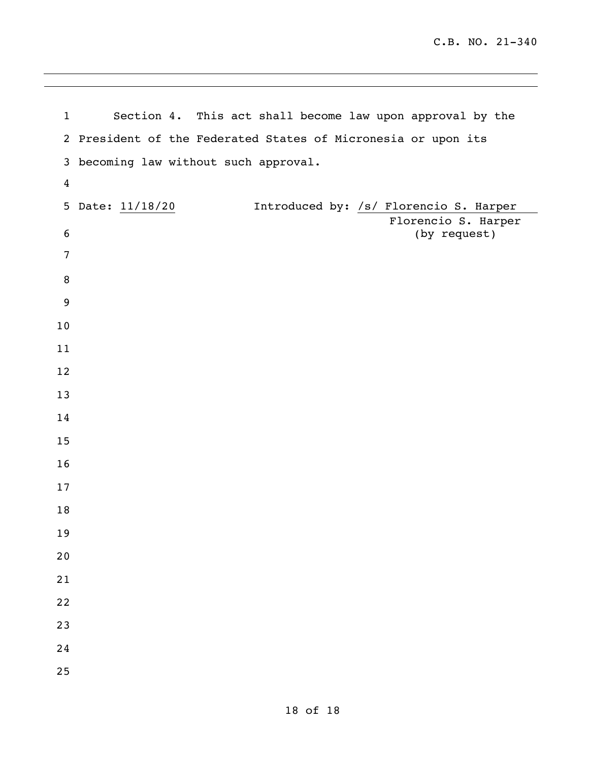Section 4. This act shall become law upon approval by the President of the Federated States of Micronesia or upon its becoming law without such approval.

Date: 11/18/20 Introduced by: /s/ Florencio S. Harper

Florencio S. Harper
(by request)